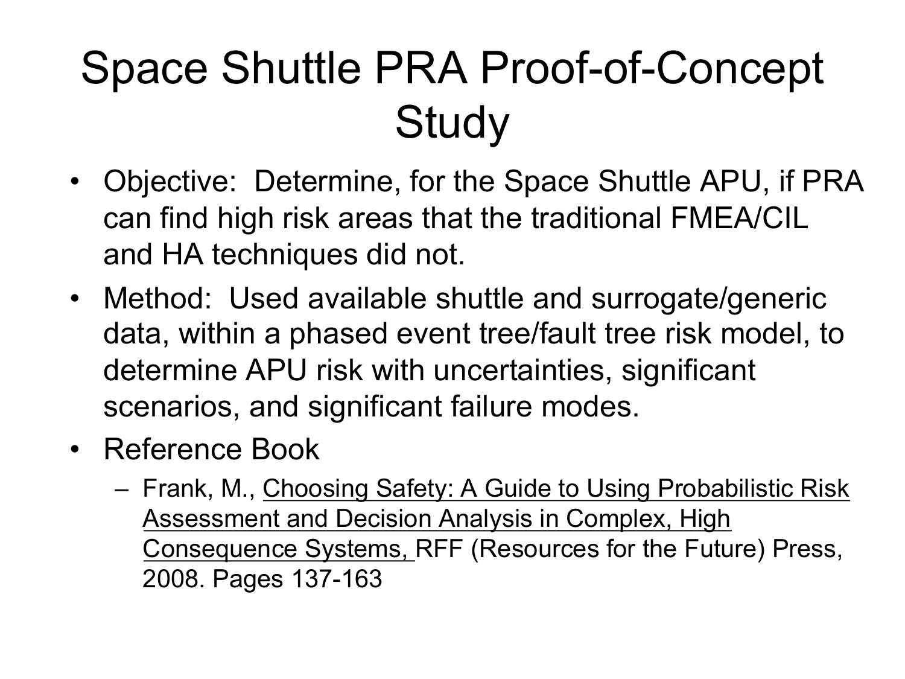# Space Shuttle PRA Proof-of-Concept Study

- Objective: Determine, for the Space Shuttle APU, if PRA can find high risk areas that the traditional FMEA/CIL and HA techniques did not.
- Method: Used available shuttle and surrogate/generic data, within a phased event tree/fault tree risk model, to determine APU risk with uncertainties, significant scenarios, and significant failure modes.
- Reference Book
  - Frank, M., Choosing Safety: A Guide to Using Probabilistic Risk Assessment and Decision Analysis in Complex, High Consequence Systems, RFF (Resources for the Future) Press, 2008. Pages 137-163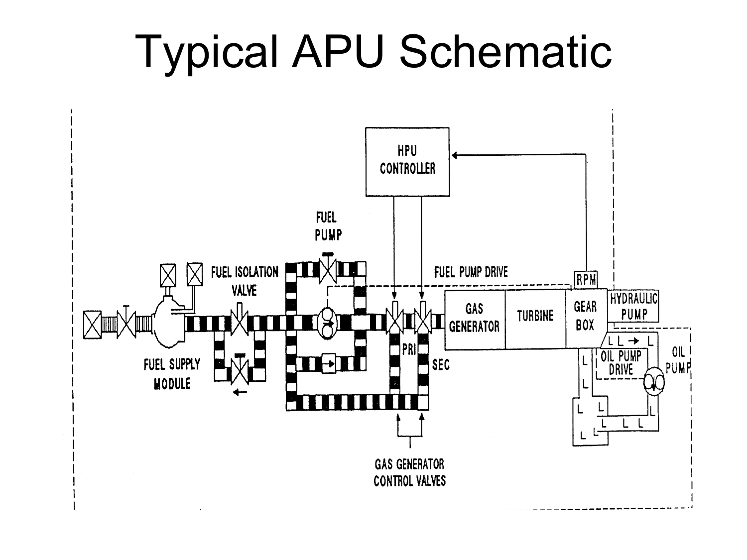# Typical APU Schematic

HPU CONTROLLER

FUEL PUMP

FUEL ISOLATION VALVE

FUEL PUMP DRIVE

RPM

GAS GENERATOR

TURBINE

GEAR BOX

HYDRAULIC PUMP

PRI

SEC

FUEL SUPPLY MODULE

OIL PUMP DRIVE

OIL PUMP

GAS GENERATOR CONTROL VALVES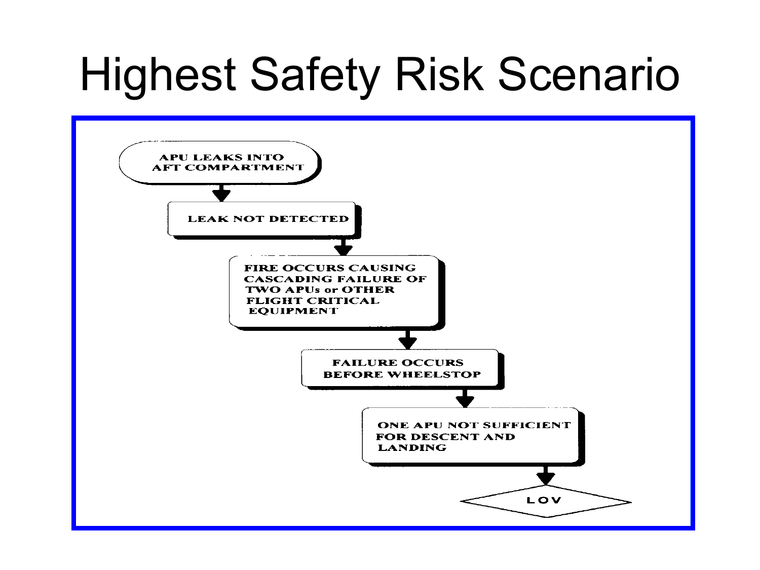# Highest Safety Risk Scenario

APU LEAKS INTO AFT COMPARTMENT

LEAK NOT DETECTED

FIRE OCCURS CAUSING CASCADING FAILURE OF TWO APUs or OTHER FLIGHT CRITICAL EQUIPMENT

FAILURE OCCURS BEFORE WHEELSTOP

ONE APU NOT SUFFICIENT FOR DESCENT AND LANDING

LOV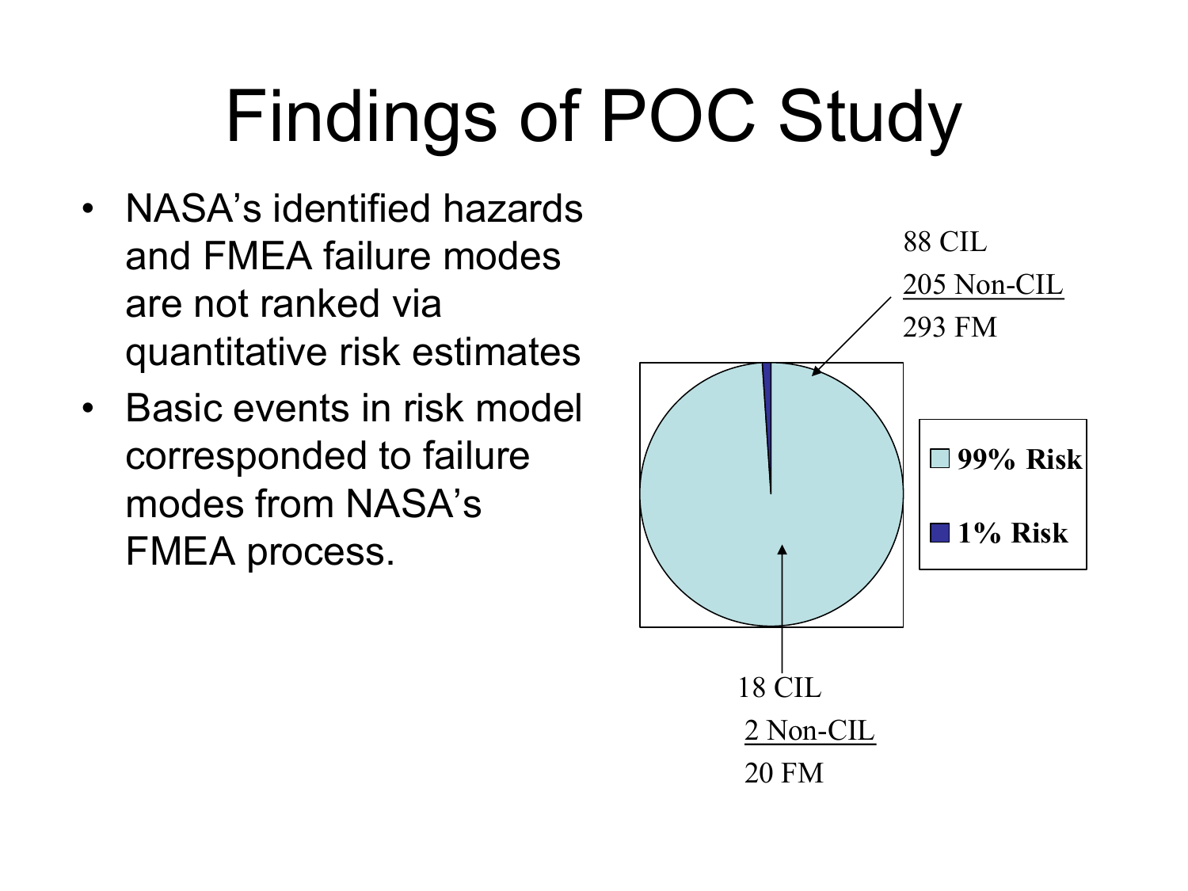# Findings of POC Study

- NASA's identified hazards and FMEA failure modes are not ranked via quantitative risk estimates
- Basic events in risk model corresponded to failure modes from NASA's FMEA process.

88 CIL
205 Non-CIL
293 FM

99% Risk

1% Risk

18 CIL
2 Non-CIL
20 FM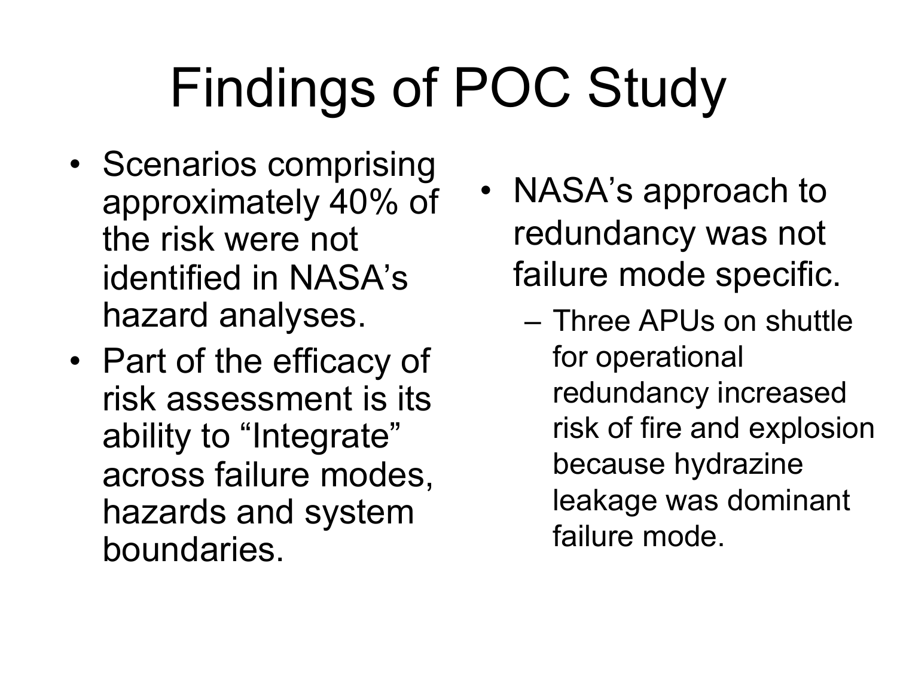# Findings of POC Study

- Scenarios comprising approximately 40% of the risk were not identified in NASA's hazard analyses.
- Part of the efficacy of risk assessment is its ability to "Integrate" across failure modes, hazards and system boundaries.
- NASA's approach to redundancy was not failure mode specific.
  - Three APUs on shuttle for operational redundancy increased risk of fire and explosion because hydrazine leakage was dominant failure mode.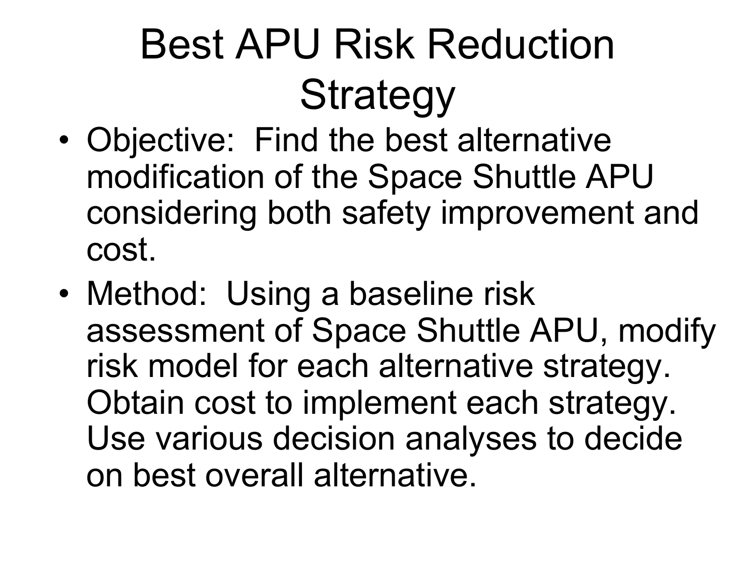# Best APU Risk Reduction Strategy

- Objective: Find the best alternative modification of the Space Shuttle APU considering both safety improvement and cost.
- Method: Using a baseline risk assessment of Space Shuttle APU, modify risk model for each alternative strategy. Obtain cost to implement each strategy. Use various decision analyses to decide on best overall alternative.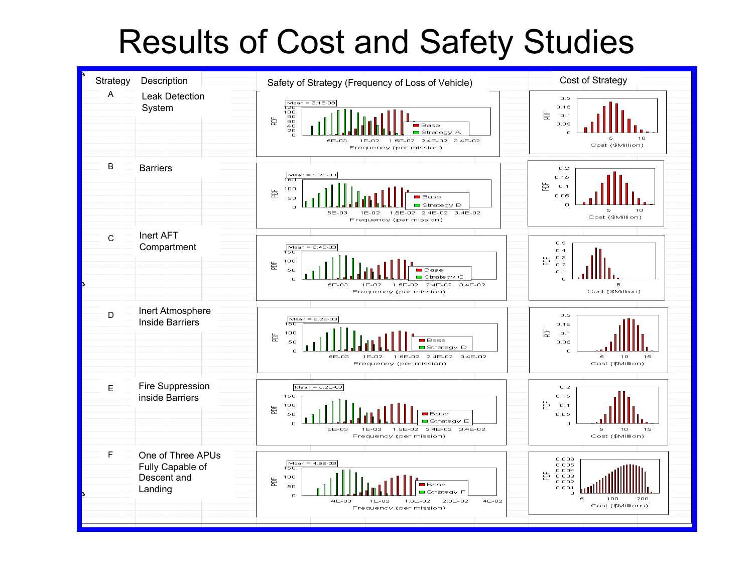# Results of Cost and Safety Studies

| Strategy | Description | Safety of Strategy (Frequency of Loss of Vehicle) | Cost of Strategy |
| --- | --- | --- | --- |
| A | Leak Detection System | Mean = 6.1E-03 | |
| B | Barriers | Mean = 5.2E-03 | |
| C | Inert AFT Compartment | Mean = 5.4E-03 | |
| D | Inert Atmosphere Inside Barriers | Mean = 5.2E-03 | |
| E | Fire Suppression inside Barriers | Mean = 5.2E-03 | |
| F | One of Three APUs Fully Capable of Descent and Landing | Mean = 4.6E-03 | |

Strategy A safety chart:
Mean = 6.1E-03
PDF
120
100
80
60
40
20
0
Base
Strategy A
5E-03 1E-02 1.5E-02 2.4E-02 3.4E-02
Frequency (per mission)

Strategy A cost chart:
PDF
0.2
0.15
0.1
0.05
0
5 10
Cost ($Million)

Strategy B safety chart:
Mean = 5.2E-03
PDF
150
100
50
0
Base
Strategy B
5E-03 1E-02 1.5E-02 2.4E-02 3.4E-02
Frequency (per mission)

Strategy B cost chart:
PDF
0.2
0.15
0.1
0.05
0
5 10
Cost ($Million)

Strategy C safety chart:
Mean = 5.4E-03
PDF
150
100
50
0
Base
Strategy C
5E-03 1E-02 1.5E-02 2.4E-02 3.4E-02
Frequency (per mission)

Strategy C cost chart:
PDF
0.5
0.4
0.3
0.2
0.1
0
5
Cost ($Million)

Strategy D safety chart:
Mean = 5.2E-03
PDF
150
100
50
0
Base
Strategy D
5E-03 1E-02 1.5E-02 2.4E-02 3.4E-02
Frequency (per mission)

Strategy D cost chart:
PDF
0.2
0.15
0.1
0.05
0
5 10 15
Cost ($Million)

Strategy E safety chart:
Mean = 5.2E-03
PDF
150
100
50
0
Base
Strategy E
5E-03 1E-02 1.5E-02 2.4E-02 3.4E-02
Frequency (per mission)

Strategy E cost chart:
PDF
0.2
0.15
0.1
0.05
0
5 10 15
Cost ($Million)

Strategy F safety chart:
Mean = 4.6E-03
PDF
150
100
50
0
Base
Strategy F
4E-03 1E-02 1.6E-02 2.8E-02 4E-02
Frequency (per mission)

Strategy F cost chart:
PDF
0.006
0.005
0.004
0.003
0.002
0.001
0
5 100 200
Cost ($Millions)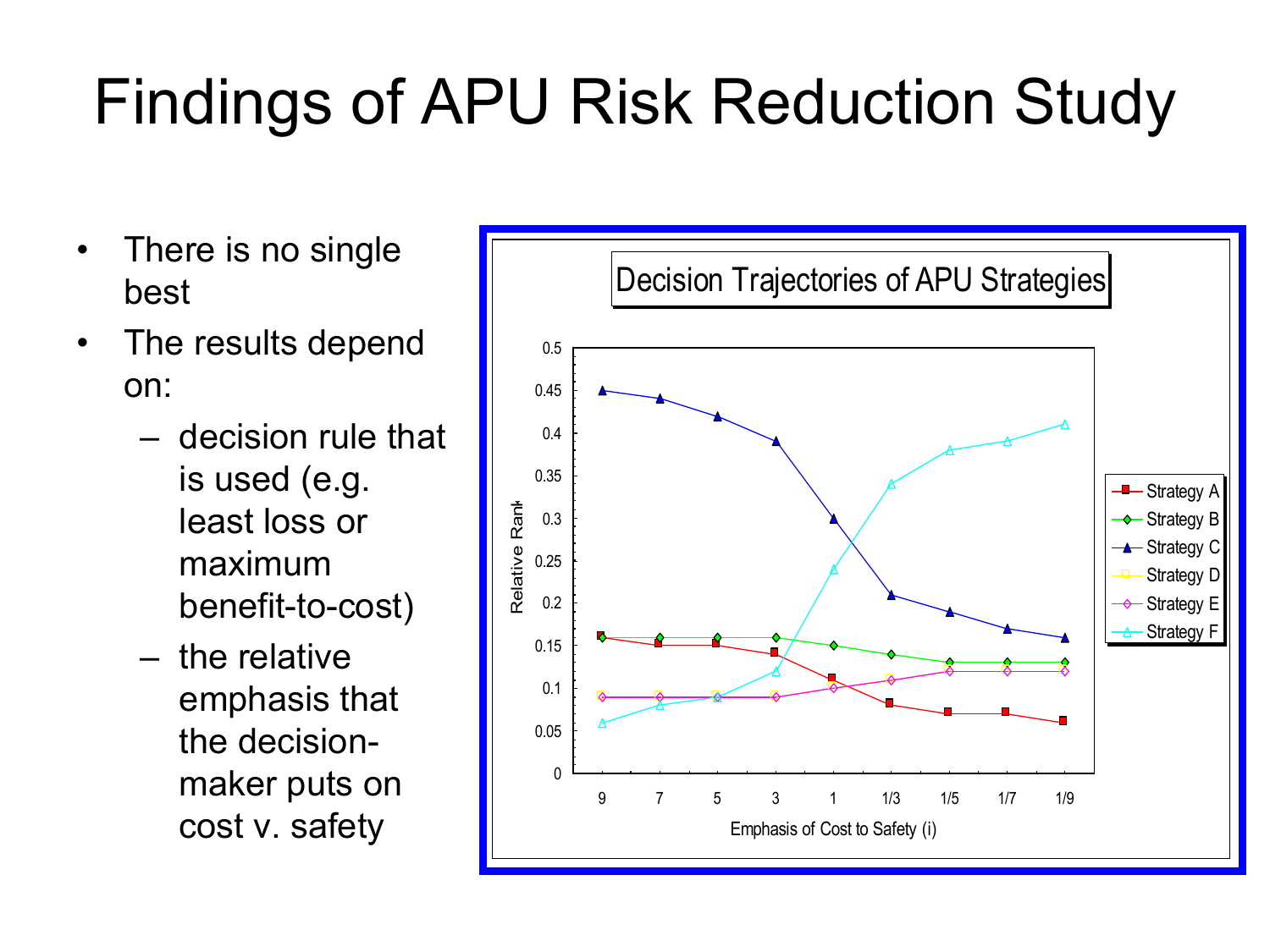# Findings of APU Risk Reduction Study

- There is no single best
- The results depend on:
  - decision rule that is used (e.g. least loss or maximum benefit-to-cost)
  - the relative emphasis that the decision-maker puts on cost v. safety

Decision Trajectories of APU Strategies

Relative Rank

0.5
0.45
0.4
0.35
0.3
0.25
0.2
0.15
0.1
0.05
0

9 7 5 3 1 1/3 1/5 1/7 1/9

Emphasis of Cost to Safety (i)

Strategy A
Strategy B
Strategy C
Strategy D
Strategy E
Strategy F